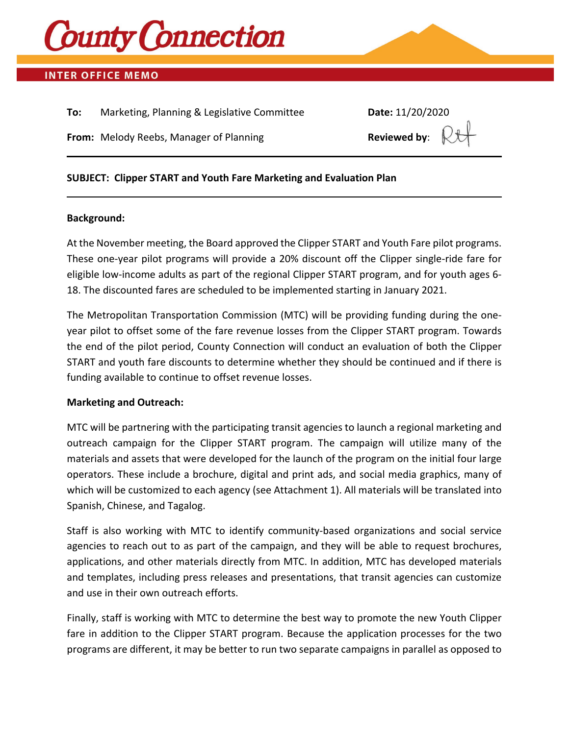# County Connection

**INTER OFFICE MEMO**

**To:** Marketing, Planning & Legislative Committee

**Date:** 11/20/2020

**From:** Melody Reebs, Manager of Planning

**Reviewed by:** RH

---

**SUBJECT: Clipper START and Youth Fare Marketing and Evaluation Plan**

---

**Background:**

At the November meeting, the Board approved the Clipper START and Youth Fare pilot programs. These one-year pilot programs will provide a 20% discount off the Clipper single-ride fare for eligible low-income adults as part of the regional Clipper START program, and for youth ages 6-18. The discounted fares are scheduled to be implemented starting in January 2021.

The Metropolitan Transportation Commission (MTC) will be providing funding during the one-year pilot to offset some of the fare revenue losses from the Clipper START program. Towards the end of the pilot period, County Connection will conduct an evaluation of both the Clipper START and youth fare discounts to determine whether they should be continued and if there is funding available to continue to offset revenue losses.

**Marketing and Outreach:**

MTC will be partnering with the participating transit agencies to launch a regional marketing and outreach campaign for the Clipper START program. The campaign will utilize many of the materials and assets that were developed for the launch of the program on the initial four large operators. These include a brochure, digital and print ads, and social media graphics, many of which will be customized to each agency (see Attachment 1). All materials will be translated into Spanish, Chinese, and Tagalog.

Staff is also working with MTC to identify community-based organizations and social service agencies to reach out to as part of the campaign, and they will be able to request brochures, applications, and other materials directly from MTC. In addition, MTC has developed materials and templates, including press releases and presentations, that transit agencies can customize and use in their own outreach efforts.

Finally, staff is working with MTC to determine the best way to promote the new Youth Clipper fare in addition to the Clipper START program. Because the application processes for the two programs are different, it may be better to run two separate campaigns in parallel as opposed to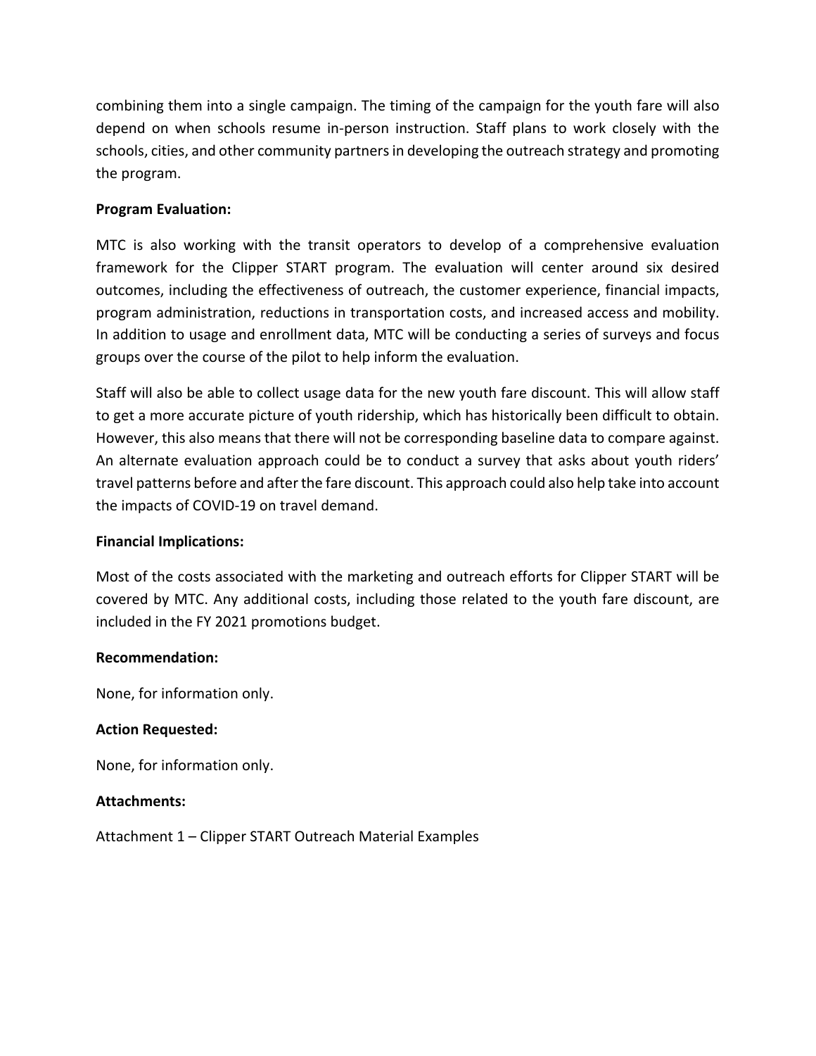combining them into a single campaign. The timing of the campaign for the youth fare will also depend on when schools resume in-person instruction. Staff plans to work closely with the schools, cities, and other community partners in developing the outreach strategy and promoting the program.

**Program Evaluation:**

MTC is also working with the transit operators to develop of a comprehensive evaluation framework for the Clipper START program. The evaluation will center around six desired outcomes, including the effectiveness of outreach, the customer experience, financial impacts, program administration, reductions in transportation costs, and increased access and mobility. In addition to usage and enrollment data, MTC will be conducting a series of surveys and focus groups over the course of the pilot to help inform the evaluation.

Staff will also be able to collect usage data for the new youth fare discount. This will allow staff to get a more accurate picture of youth ridership, which has historically been difficult to obtain. However, this also means that there will not be corresponding baseline data to compare against. An alternate evaluation approach could be to conduct a survey that asks about youth riders' travel patterns before and after the fare discount. This approach could also help take into account the impacts of COVID-19 on travel demand.

**Financial Implications:**

Most of the costs associated with the marketing and outreach efforts for Clipper START will be covered by MTC. Any additional costs, including those related to the youth fare discount, are included in the FY 2021 promotions budget.

**Recommendation:**

None, for information only.

**Action Requested:**

None, for information only.

**Attachments:**

Attachment 1 – Clipper START Outreach Material Examples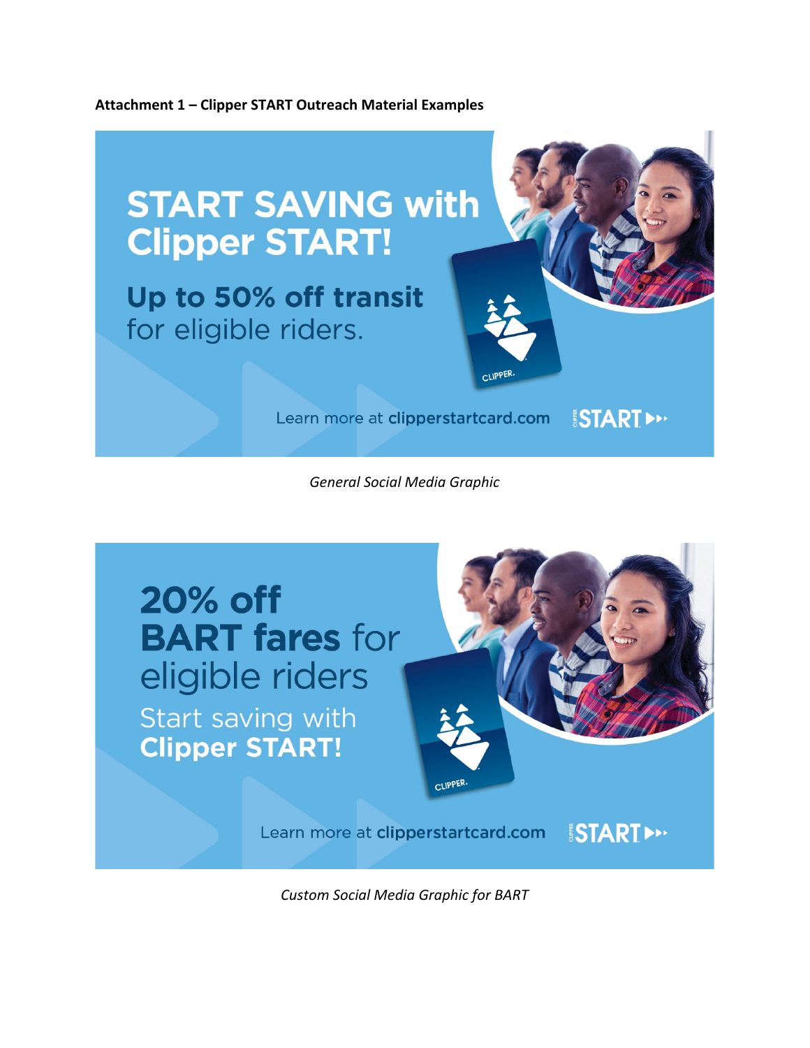**Attachment 1 – Clipper START Outreach Material Examples**

START SAVING with Clipper START!

Up to 50% off transit for eligible riders.

Learn more at clipperstartcard.com

*General Social Media Graphic*

20% off BART fares for eligible riders

Start saving with **Clipper START!**

Learn more at clipperstartcard.com

*Custom Social Media Graphic for BART*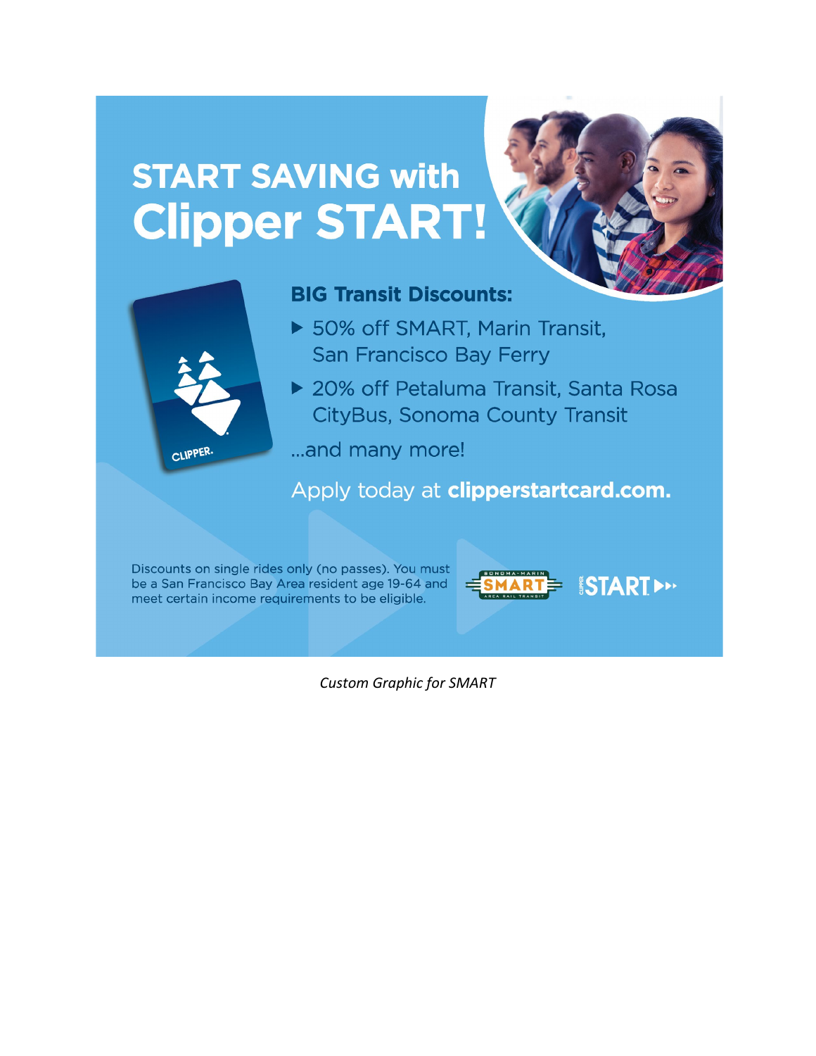# START SAVING with Clipper START!

**BIG Transit Discounts:**

- 50% off SMART, Marin Transit, San Francisco Bay Ferry
- 20% off Petaluma Transit, Santa Rosa CityBus, Sonoma County Transit

...and many more!

Apply today at **clipperstartcard.com.**

Discounts on single rides only (no passes). You must be a San Francisco Bay Area resident age 19-64 and meet certain income requirements to be eligible.

*Custom Graphic for SMART*